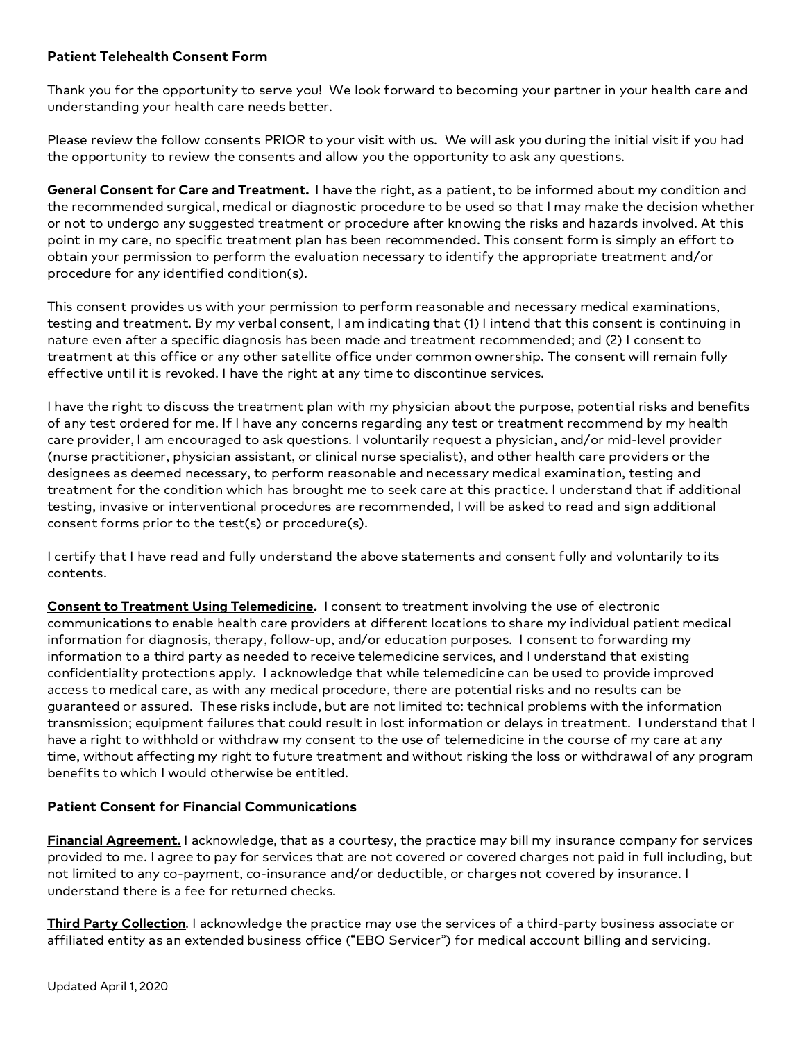**Patient Telehealth Consent Form**

Thank you for the opportunity to serve you! We look forward to becoming your partner in your health care and understanding your health care needs better.

Please review the follow consents PRIOR to your visit with us. We will ask you during the initial visit if you had the opportunity to review the consents and allow you the opportunity to ask any questions.

**General Consent for Care and Treatment.** I have the right, as a patient, to be informed about my condition and the recommended surgical, medical or diagnostic procedure to be used so that I may make the decision whether or not to undergo any suggested treatment or procedure after knowing the risks and hazards involved. At this point in my care, no specific treatment plan has been recommended. This consent form is simply an effort to obtain your permission to perform the evaluation necessary to identify the appropriate treatment and/or procedure for any identified condition(s).

This consent provides us with your permission to perform reasonable and necessary medical examinations, testing and treatment. By my verbal consent, I am indicating that (1) I intend that this consent is continuing in nature even after a specific diagnosis has been made and treatment recommended; and (2) I consent to treatment at this office or any other satellite office under common ownership. The consent will remain fully effective until it is revoked. I have the right at any time to discontinue services.

I have the right to discuss the treatment plan with my physician about the purpose, potential risks and benefits of any test ordered for me. If I have any concerns regarding any test or treatment recommend by my health care provider, I am encouraged to ask questions. I voluntarily request a physician, and/or mid-level provider (nurse practitioner, physician assistant, or clinical nurse specialist), and other health care providers or the designees as deemed necessary, to perform reasonable and necessary medical examination, testing and treatment for the condition which has brought me to seek care at this practice. I understand that if additional testing, invasive or interventional procedures are recommended, I will be asked to read and sign additional consent forms prior to the test(s) or procedure(s).

I certify that I have read and fully understand the above statements and consent fully and voluntarily to its contents.

**Consent to Treatment Using Telemedicine.** I consent to treatment involving the use of electronic communications to enable health care providers at different locations to share my individual patient medical information for diagnosis, therapy, follow-up, and/or education purposes. I consent to forwarding my information to a third party as needed to receive telemedicine services, and I understand that existing confidentiality protections apply. I acknowledge that while telemedicine can be used to provide improved access to medical care, as with any medical procedure, there are potential risks and no results can be guaranteed or assured. These risks include, but are not limited to: technical problems with the information transmission; equipment failures that could result in lost information or delays in treatment. I understand that I have a right to withhold or withdraw my consent to the use of telemedicine in the course of my care at any time, without affecting my right to future treatment and without risking the loss or withdrawal of any program benefits to which I would otherwise be entitled.

**Patient Consent for Financial Communications**

**Financial Agreement.** I acknowledge, that as a courtesy, the practice may bill my insurance company for services provided to me. I agree to pay for services that are not covered or covered charges not paid in full including, but not limited to any co-payment, co-insurance and/or deductible, or charges not covered by insurance. I understand there is a fee for returned checks.

**Third Party Collection**. I acknowledge the practice may use the services of a third-party business associate or affiliated entity as an extended business office ("EBO Servicer") for medical account billing and servicing.

Updated April 1, 2020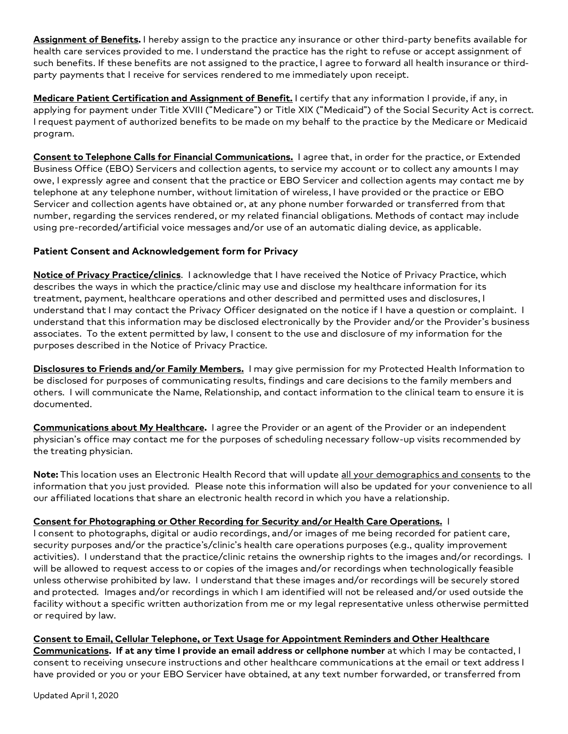**<u>Assignment of Benefits.</u>** I hereby assign to the practice any insurance or other third-party benefits available for health care services provided to me. I understand the practice has the right to refuse or accept assignment of such benefits. If these benefits are not assigned to the practice, I agree to forward all health insurance or third-party payments that I receive for services rendered to me immediately upon receipt.

**<u>Medicare Patient Certification and Assignment of Benefit.</u>** I certify that any information I provide, if any, in applying for payment under Title XVIII ("Medicare") or Title XIX ("Medicaid") of the Social Security Act is correct. I request payment of authorized benefits to be made on my behalf to the practice by the Medicare or Medicaid program.

**<u>Consent to Telephone Calls for Financial Communications.</u>** I agree that, in order for the practice, or Extended Business Office (EBO) Servicers and collection agents, to service my account or to collect any amounts I may owe, I expressly agree and consent that the practice or EBO Servicer and collection agents may contact me by telephone at any telephone number, without limitation of wireless, I have provided or the practice or EBO Servicer and collection agents have obtained or, at any phone number forwarded or transferred from that number, regarding the services rendered, or my related financial obligations. Methods of contact may include using pre-recorded/artificial voice messages and/or use of an automatic dialing device, as applicable.

**Patient Consent and Acknowledgement form for Privacy**

**<u>Notice of Privacy Practice/clinics</u>**. I acknowledge that I have received the Notice of Privacy Practice, which describes the ways in which the practice/clinic may use and disclose my healthcare information for its treatment, payment, healthcare operations and other described and permitted uses and disclosures, I understand that I may contact the Privacy Officer designated on the notice if I have a question or complaint. I understand that this information may be disclosed electronically by the Provider and/or the Provider's business associates. To the extent permitted by law, I consent to the use and disclosure of my information for the purposes described in the Notice of Privacy Practice.

**<u>Disclosures to Friends and/or Family Members.</u>** I may give permission for my Protected Health Information to be disclosed for purposes of communicating results, findings and care decisions to the family members and others. I will communicate the Name, Relationship, and contact information to the clinical team to ensure it is documented.

**<u>Communications about My Healthcare</u>.** I agree the Provider or an agent of the Provider or an independent physician's office may contact me for the purposes of scheduling necessary follow-up visits recommended by the treating physician.

**Note:** This location uses an Electronic Health Record that will update <u>all your demographics and consents</u> to the information that you just provided. Please note this information will also be updated for your convenience to all our affiliated locations that share an electronic health record in which you have a relationship.

**<u>Consent for Photographing or Other Recording for Security and/or Health Care Operations.</u>** I

I consent to photographs, digital or audio recordings, and/or images of me being recorded for patient care, security purposes and/or the practice's/clinic's health care operations purposes (e.g., quality improvement activities). I understand that the practice/clinic retains the ownership rights to the images and/or recordings. I will be allowed to request access to or copies of the images and/or recordings when technologically feasible unless otherwise prohibited by law. I understand that these images and/or recordings will be securely stored and protected. Images and/or recordings in which I am identified will not be released and/or used outside the facility without a specific written authorization from me or my legal representative unless otherwise permitted or required by law.

**<u>Consent to Email, Cellular Telephone, or Text Usage for Appointment Reminders and Other Healthcare Communications</u>. If at any time I provide an email address or cellphone number** at which I may be contacted, I consent to receiving unsecure instructions and other healthcare communications at the email or text address I have provided or you or your EBO Servicer have obtained, at any text number forwarded, or transferred from

Updated April 1, 2020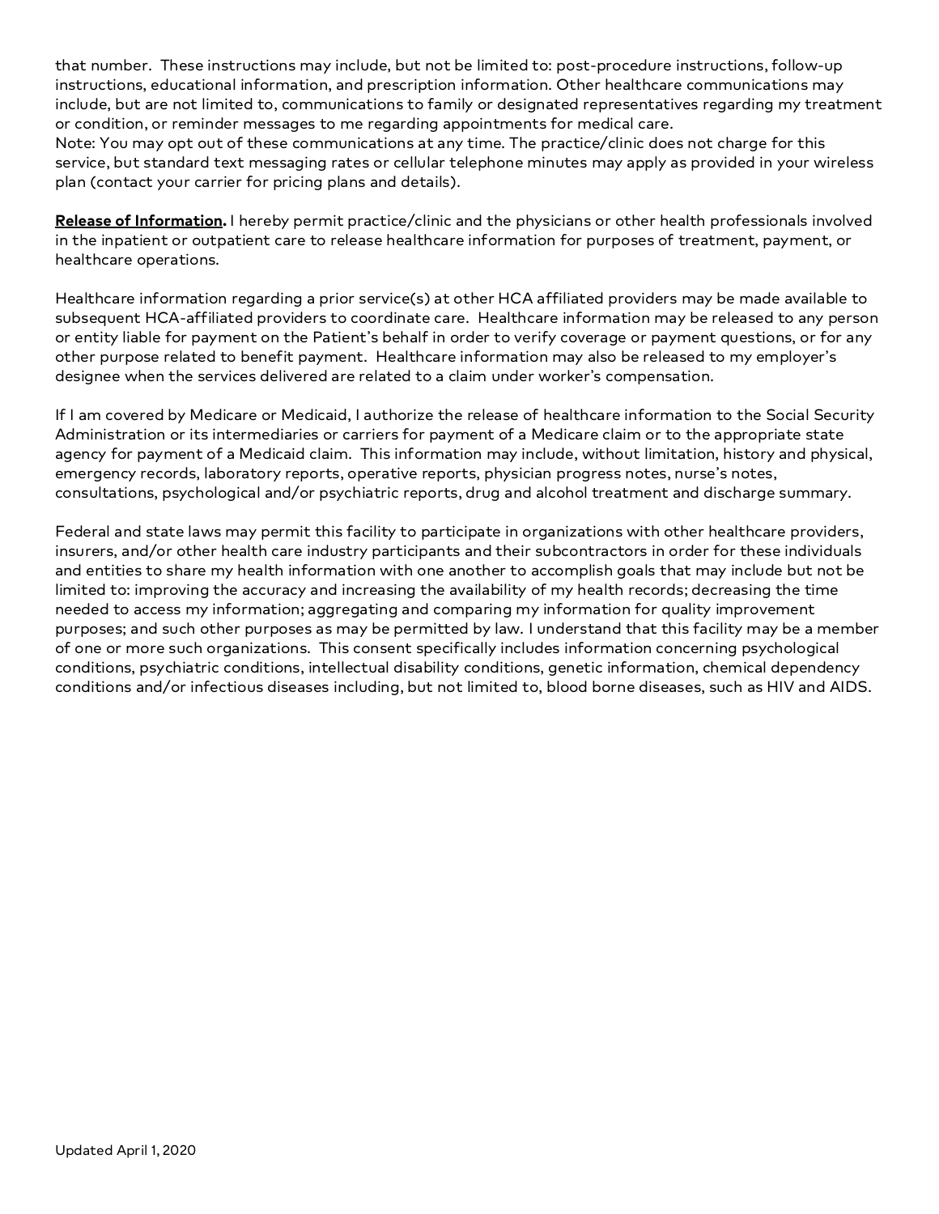that number. These instructions may include, but not be limited to: post-procedure instructions, follow-up instructions, educational information, and prescription information. Other healthcare communications may include, but are not limited to, communications to family or designated representatives regarding my treatment or condition, or reminder messages to me regarding appointments for medical care.
Note: You may opt out of these communications at any time. The practice/clinic does not charge for this service, but standard text messaging rates or cellular telephone minutes may apply as provided in your wireless plan (contact your carrier for pricing plans and details).

**Release of Information.** I hereby permit practice/clinic and the physicians or other health professionals involved in the inpatient or outpatient care to release healthcare information for purposes of treatment, payment, or healthcare operations.

Healthcare information regarding a prior service(s) at other HCA affiliated providers may be made available to subsequent HCA-affiliated providers to coordinate care. Healthcare information may be released to any person or entity liable for payment on the Patient's behalf in order to verify coverage or payment questions, or for any other purpose related to benefit payment. Healthcare information may also be released to my employer's designee when the services delivered are related to a claim under worker's compensation.

If I am covered by Medicare or Medicaid, I authorize the release of healthcare information to the Social Security Administration or its intermediaries or carriers for payment of a Medicare claim or to the appropriate state agency for payment of a Medicaid claim. This information may include, without limitation, history and physical, emergency records, laboratory reports, operative reports, physician progress notes, nurse's notes, consultations, psychological and/or psychiatric reports, drug and alcohol treatment and discharge summary.

Federal and state laws may permit this facility to participate in organizations with other healthcare providers, insurers, and/or other health care industry participants and their subcontractors in order for these individuals and entities to share my health information with one another to accomplish goals that may include but not be limited to: improving the accuracy and increasing the availability of my health records; decreasing the time needed to access my information; aggregating and comparing my information for quality improvement purposes; and such other purposes as may be permitted by law. I understand that this facility may be a member of one or more such organizations. This consent specifically includes information concerning psychological conditions, psychiatric conditions, intellectual disability conditions, genetic information, chemical dependency conditions and/or infectious diseases including, but not limited to, blood borne diseases, such as HIV and AIDS.

Updated April 1, 2020